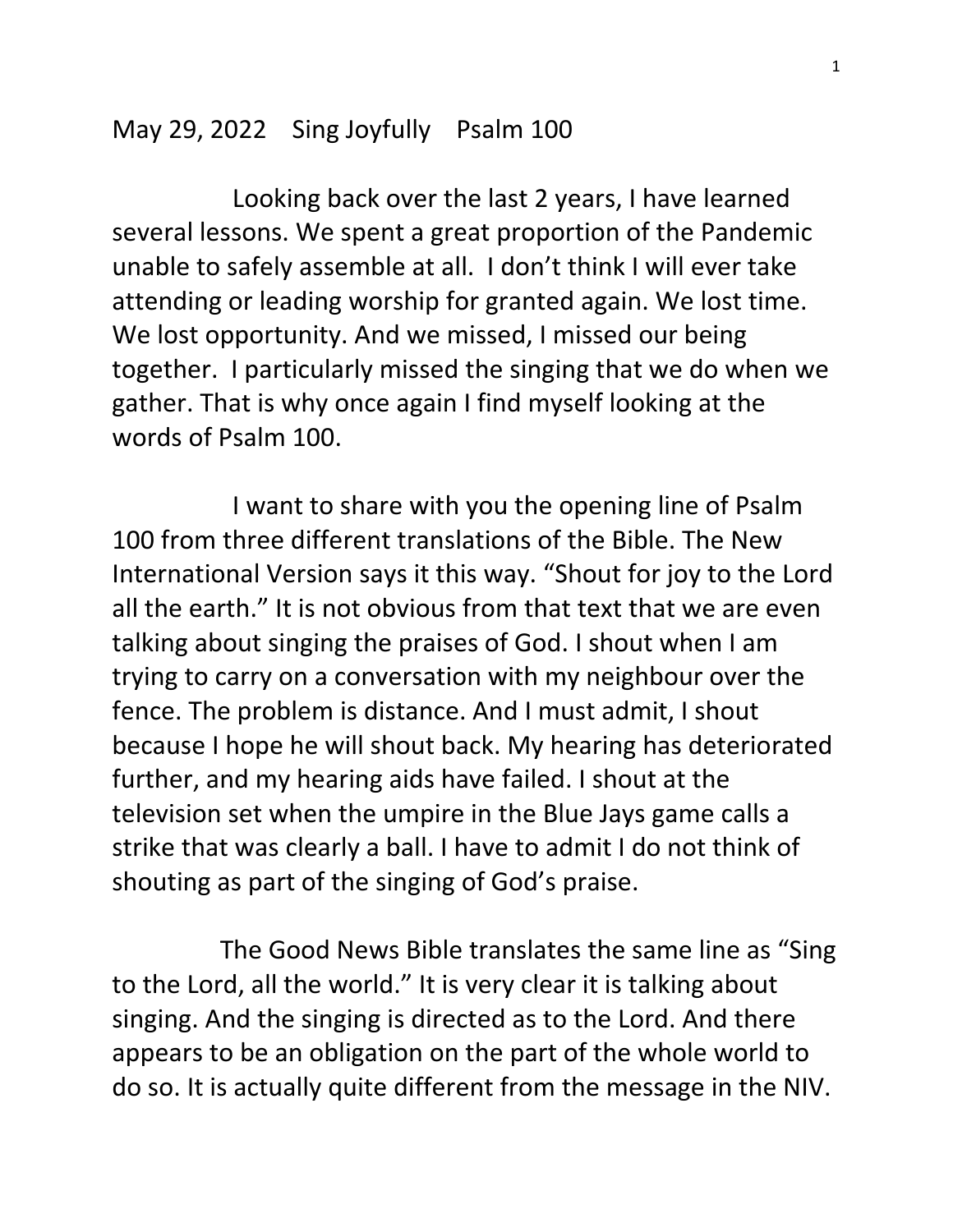May 29, 2022 Sing Joyfully Psalm 100

Looking back over the last 2 years, I have learned several lessons. We spent a great proportion of the Pandemic unable to safely assemble at all. I don't think I will ever take attending or leading worship for granted again. We lost time. We lost opportunity. And we missed, I missed our being together. I particularly missed the singing that we do when we gather. That is why once again I find myself looking at the words of Psalm 100.

I want to share with you the opening line of Psalm 100 from three different translations of the Bible. The New International Version says it this way. "Shout for joy to the Lord all the earth." It is not obvious from that text that we are even talking about singing the praises of God. I shout when I am trying to carry on a conversation with my neighbour over the fence. The problem is distance. And I must admit, I shout because I hope he will shout back. My hearing has deteriorated further, and my hearing aids have failed. I shout at the television set when the umpire in the Blue Jays game calls a strike that was clearly a ball. I have to admit I do not think of shouting as part of the singing of God's praise.

The Good News Bible translates the same line as "Sing to the Lord, all the world." It is very clear it is talking about singing. And the singing is directed as to the Lord. And there appears to be an obligation on the part of the whole world to do so. It is actually quite different from the message in the NIV.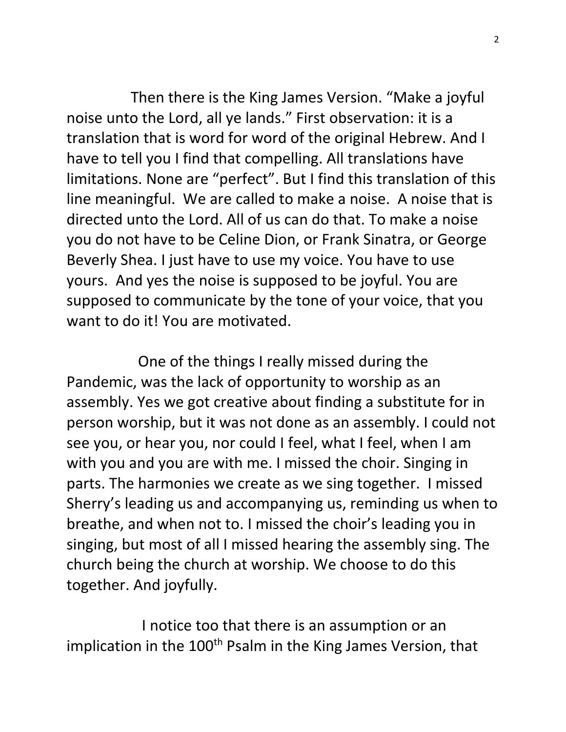Then there is the King James Version. "Make a joyful noise unto the Lord, all ye lands." First observation: it is a translation that is word for word of the original Hebrew. And I have to tell you I find that compelling. All translations have limitations. None are "perfect". But I find this translation of this line meaningful. We are called to make a noise. A noise that is directed unto the Lord. All of us can do that. To make a noise you do not have to be Celine Dion, or Frank Sinatra, or George Beverly Shea. I just have to use my voice. You have to use yours. And yes the noise is supposed to be joyful. You are supposed to communicate by the tone of your voice, that you want to do it! You are motivated.

One of the things I really missed during the Pandemic, was the lack of opportunity to worship as an assembly. Yes we got creative about finding a substitute for in person worship, but it was not done as an assembly. I could not see you, or hear you, nor could I feel, what I feel, when I am with you and you are with me. I missed the choir. Singing in parts. The harmonies we create as we sing together. I missed Sherry's leading us and accompanying us, reminding us when to breathe, and when not to. I missed the choir's leading you in singing, but most of all I missed hearing the assembly sing. The church being the church at worship. We choose to do this together. And joyfully.

I notice too that there is an assumption or an implication in the 100th Psalm in the King James Version, that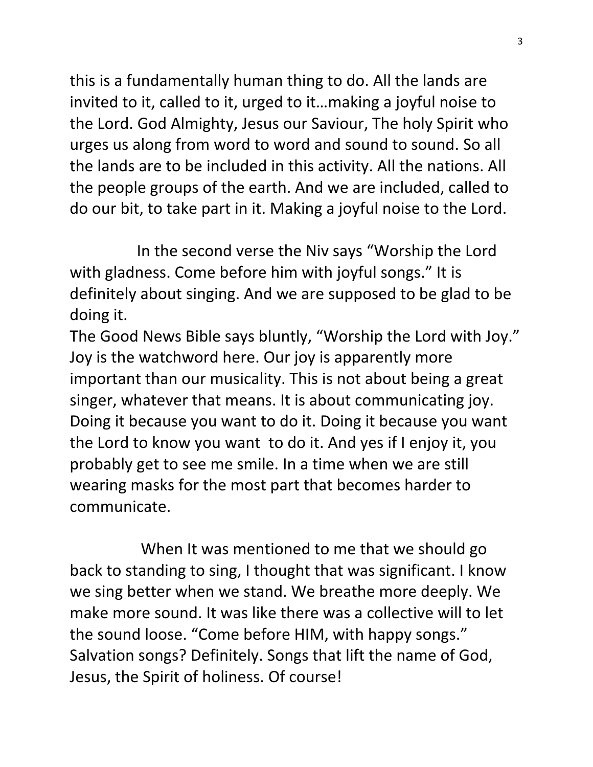this is a fundamentally human thing to do. All the lands are invited to it, called to it, urged to it…making a joyful noise to the Lord. God Almighty, Jesus our Saviour, The holy Spirit who urges us along from word to word and sound to sound. So all the lands are to be included in this activity. All the nations. All the people groups of the earth. And we are included, called to do our bit, to take part in it. Making a joyful noise to the Lord.

In the second verse the Niv says “Worship the Lord with gladness. Come before him with joyful songs.” It is definitely about singing. And we are supposed to be glad to be doing it.
The Good News Bible says bluntly, “Worship the Lord with Joy.” Joy is the watchword here. Our joy is apparently more important than our musicality. This is not about being a great singer, whatever that means. It is about communicating joy. Doing it because you want to do it. Doing it because you want the Lord to know you want to do it. And yes if I enjoy it, you probably get to see me smile. In a time when we are still wearing masks for the most part that becomes harder to communicate.

When It was mentioned to me that we should go back to standing to sing, I thought that was significant. I know we sing better when we stand. We breathe more deeply. We make more sound. It was like there was a collective will to let the sound loose. “Come before HIM, with happy songs.” Salvation songs? Definitely. Songs that lift the name of God, Jesus, the Spirit of holiness. Of course!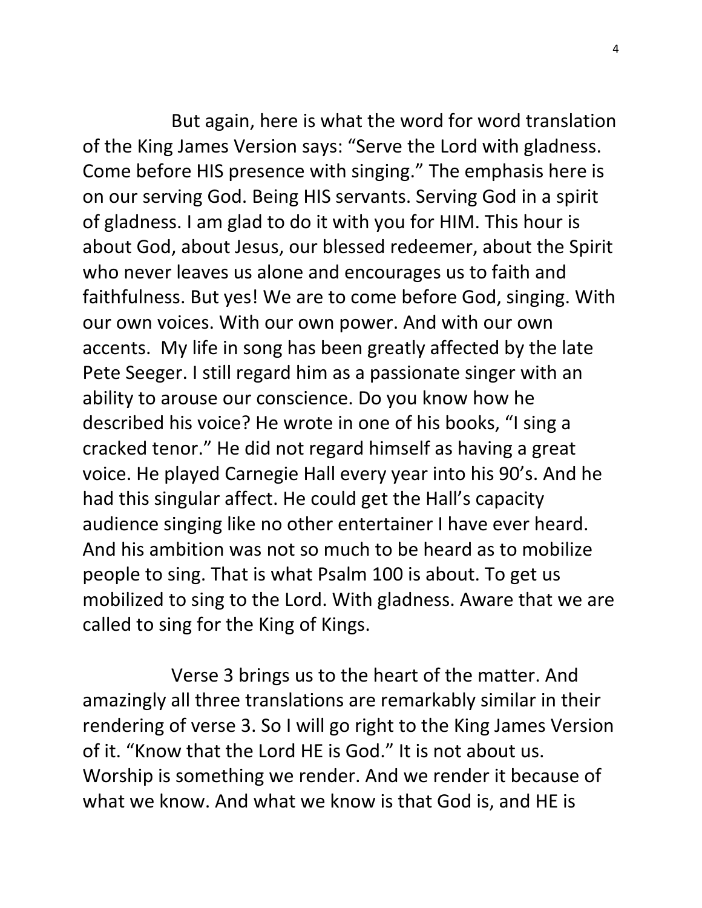But again, here is what the word for word translation of the King James Version says: "Serve the Lord with gladness. Come before HIS presence with singing." The emphasis here is on our serving God. Being HIS servants. Serving God in a spirit of gladness. I am glad to do it with you for HIM. This hour is about God, about Jesus, our blessed redeemer, about the Spirit who never leaves us alone and encourages us to faith and faithfulness. But yes! We are to come before God, singing. With our own voices. With our own power. And with our own accents. My life in song has been greatly affected by the late Pete Seeger. I still regard him as a passionate singer with an ability to arouse our conscience. Do you know how he described his voice? He wrote in one of his books, "I sing a cracked tenor." He did not regard himself as having a great voice. He played Carnegie Hall every year into his 90's. And he had this singular affect. He could get the Hall's capacity audience singing like no other entertainer I have ever heard. And his ambition was not so much to be heard as to mobilize people to sing. That is what Psalm 100 is about. To get us mobilized to sing to the Lord. With gladness. Aware that we are called to sing for the King of Kings.

Verse 3 brings us to the heart of the matter. And amazingly all three translations are remarkably similar in their rendering of verse 3. So I will go right to the King James Version of it. "Know that the Lord HE is God." It is not about us. Worship is something we render. And we render it because of what we know. And what we know is that God is, and HE is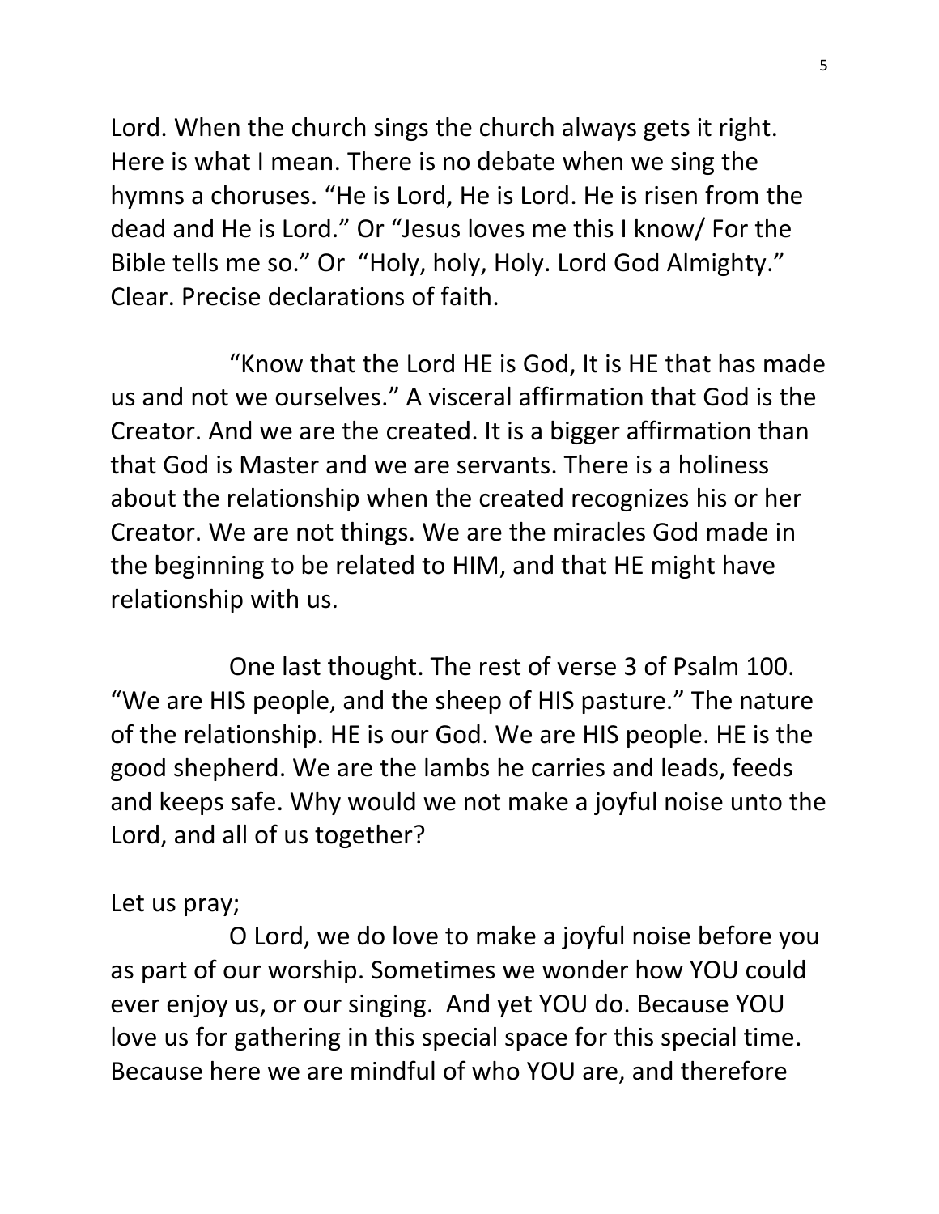Lord. When the church sings the church always gets it right. Here is what I mean. There is no debate when we sing the hymns a choruses. "He is Lord, He is Lord. He is risen from the dead and He is Lord." Or "Jesus loves me this I know/ For the Bible tells me so." Or "Holy, holy, Holy. Lord God Almighty." Clear. Precise declarations of faith.

"Know that the Lord HE is God, It is HE that has made us and not we ourselves." A visceral affirmation that God is the Creator. And we are the created. It is a bigger affirmation than that God is Master and we are servants. There is a holiness about the relationship when the created recognizes his or her Creator. We are not things. We are the miracles God made in the beginning to be related to HIM, and that HE might have relationship with us.

One last thought. The rest of verse 3 of Psalm 100. "We are HIS people, and the sheep of HIS pasture." The nature of the relationship. HE is our God. We are HIS people. HE is the good shepherd. We are the lambs he carries and leads, feeds and keeps safe. Why would we not make a joyful noise unto the Lord, and all of us together?

Let us pray;

O Lord, we do love to make a joyful noise before you as part of our worship. Sometimes we wonder how YOU could ever enjoy us, or our singing. And yet YOU do. Because YOU love us for gathering in this special space for this special time. Because here we are mindful of who YOU are, and therefore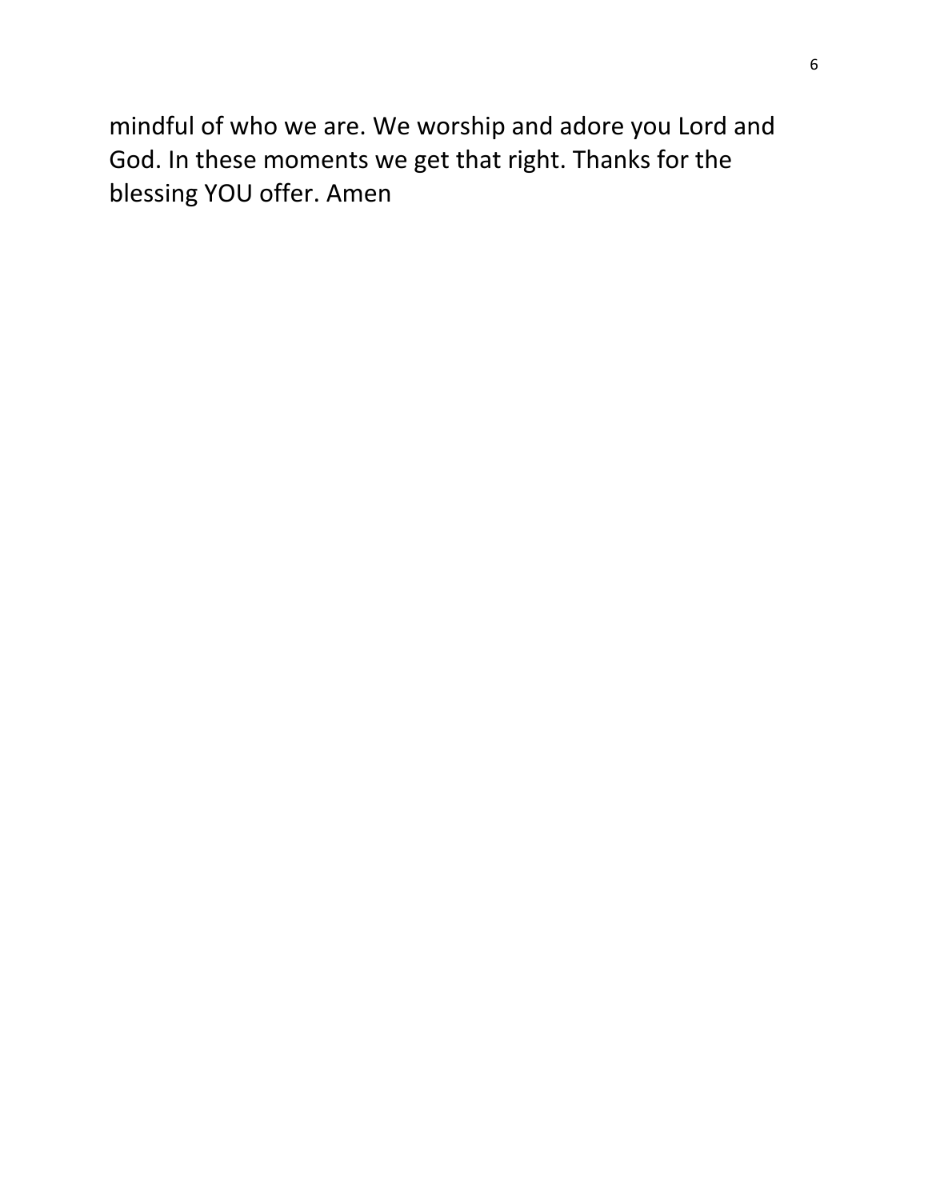mindful of who we are. We worship and adore you Lord and God. In these moments we get that right. Thanks for the blessing YOU offer. Amen